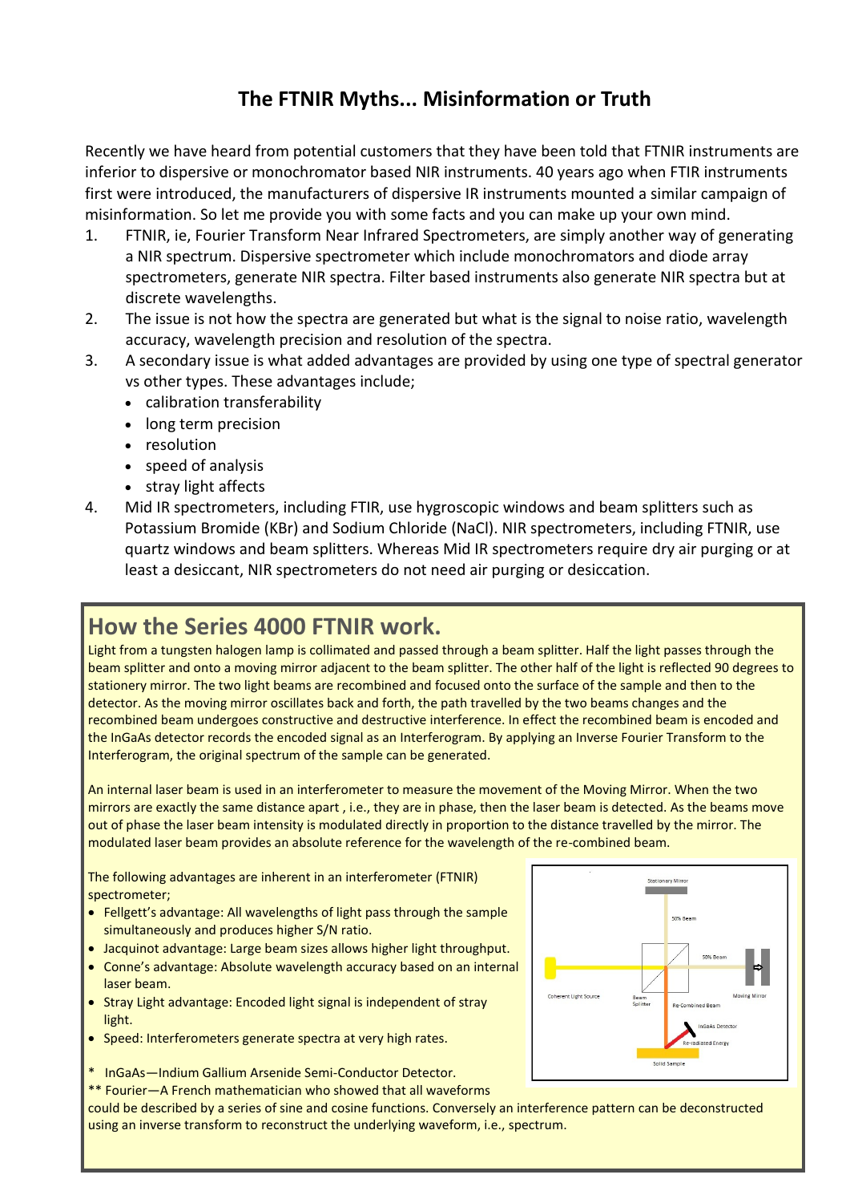# The FTNIR Myths... Misinformation or Truth

Recently we have heard from potential customers that they have been told that FTNIR instruments are inferior to dispersive or monochromator based NIR instruments. 40 years ago when FTIR instruments first were introduced, the manufacturers of dispersive IR instruments mounted a similar campaign of misinformation. So let me provide you with some facts and you can make up your own mind.

1. FTNIR, ie, Fourier Transform Near Infrared Spectrometers, are simply another way of generating a NIR spectrum. Dispersive spectrometer which include monochromators and diode array spectrometers, generate NIR spectra. Filter based instruments also generate NIR spectra but at discrete wavelengths.
2. The issue is not how the spectra are generated but what is the signal to noise ratio, wavelength accuracy, wavelength precision and resolution of the spectra.
3. A secondary issue is what added advantages are provided by using one type of spectral generator vs other types. These advantages include;
   - calibration transferability
   - long term precision
   - resolution
   - speed of analysis
   - stray light affects
4. Mid IR spectrometers, including FTIR, use hygroscopic windows and beam splitters such as Potassium Bromide (KBr) and Sodium Chloride (NaCl). NIR spectrometers, including FTNIR, use quartz windows and beam splitters. Whereas Mid IR spectrometers require dry air purging or at least a desiccant, NIR spectrometers do not need air purging or desiccation.

## How the Series 4000 FTNIR work.

Light from a tungsten halogen lamp is collimated and passed through a beam splitter. Half the light passes through the beam splitter and onto a moving mirror adjacent to the beam splitter. The other half of the light is reflected 90 degrees to stationery mirror. The two light beams are recombined and focused onto the surface of the sample and then to the detector. As the moving mirror oscillates back and forth, the path travelled by the two beams changes and the recombined beam undergoes constructive and destructive interference. In effect the recombined beam is encoded and the InGaAs detector records the encoded signal as an Interferogram. By applying an Inverse Fourier Transform to the Interferogram, the original spectrum of the sample can be generated.

An internal laser beam is used in an interferometer to measure the movement of the Moving Mirror. When the two mirrors are exactly the same distance apart , i.e., they are in phase, then the laser beam is detected. As the beams move out of phase the laser beam intensity is modulated directly in proportion to the distance travelled by the mirror. The modulated laser beam provides an absolute reference for the wavelength of the re-combined beam.

The following advantages are inherent in an interferometer (FTNIR) spectrometer;

- Fellgett's advantage: All wavelengths of light pass through the sample simultaneously and produces higher S/N ratio.
- Jacquinot advantage: Large beam sizes allows higher light throughput.
- Conne's advantage: Absolute wavelength accuracy based on an internal laser beam.
- Stray Light advantage: Encoded light signal is independent of stray light.
- Speed: Interferometers generate spectra at very high rates.

Stationary Mirror, 50% Beam, 50% Beam, Coherent Light Source, Beam Splitter, Re-Combined Beam, Moving Mirror, InGaAs Detector, Re-radiated Energy, Solid Sample

\* InGaAs—Indium Gallium Arsenide Semi-Conductor Detector.

\*\* Fourier—A French mathematician who showed that all waveforms could be described by a series of sine and cosine functions. Conversely an interference pattern can be deconstructed using an inverse transform to reconstruct the underlying waveform, i.e., spectrum.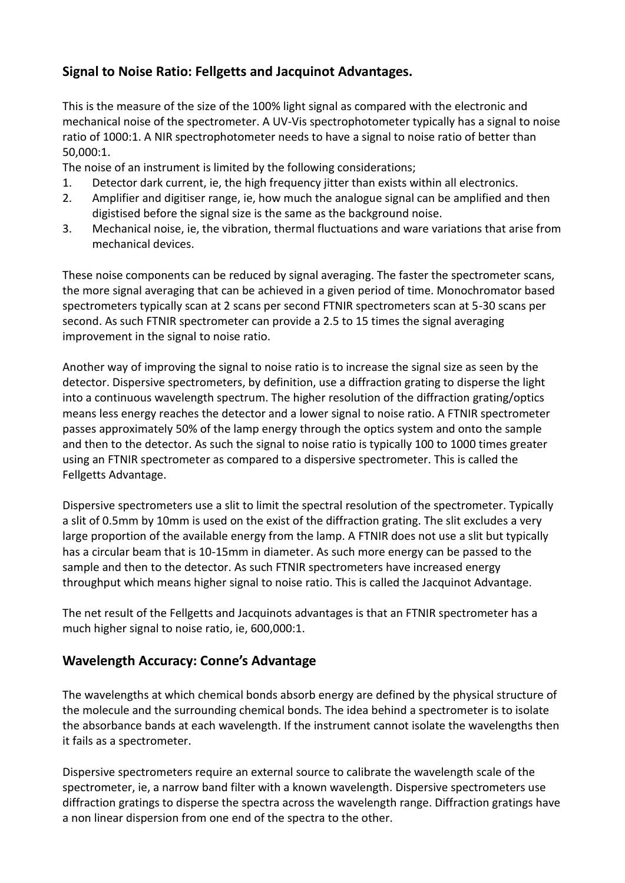## Signal to Noise Ratio: Fellgetts and Jacquinot Advantages.

This is the measure of the size of the 100% light signal as compared with the electronic and mechanical noise of the spectrometer. A UV-Vis spectrophotometer typically has a signal to noise ratio of 1000:1. A NIR spectrophotometer needs to have a signal to noise ratio of better than 50,000:1.

The noise of an instrument is limited by the following considerations;

1. Detector dark current, ie, the high frequency jitter than exists within all electronics.
2. Amplifier and digitiser range, ie, how much the analogue signal can be amplified and then digistised before the signal size is the same as the background noise.
3. Mechanical noise, ie, the vibration, thermal fluctuations and ware variations that arise from mechanical devices.

These noise components can be reduced by signal averaging. The faster the spectrometer scans, the more signal averaging that can be achieved in a given period of time. Monochromator based spectrometers typically scan at 2 scans per second FTNIR spectrometers scan at 5-30 scans per second. As such FTNIR spectrometer can provide a 2.5 to 15 times the signal averaging improvement in the signal to noise ratio.

Another way of improving the signal to noise ratio is to increase the signal size as seen by the detector. Dispersive spectrometers, by definition, use a diffraction grating to disperse the light into a continuous wavelength spectrum. The higher resolution of the diffraction grating/optics means less energy reaches the detector and a lower signal to noise ratio. A FTNIR spectrometer passes approximately 50% of the lamp energy through the optics system and onto the sample and then to the detector. As such the signal to noise ratio is typically 100 to 1000 times greater using an FTNIR spectrometer as compared to a dispersive spectrometer. This is called the Fellgetts Advantage.

Dispersive spectrometers use a slit to limit the spectral resolution of the spectrometer. Typically a slit of 0.5mm by 10mm is used on the exist of the diffraction grating. The slit excludes a very large proportion of the available energy from the lamp. A FTNIR does not use a slit but typically has a circular beam that is 10-15mm in diameter. As such more energy can be passed to the sample and then to the detector. As such FTNIR spectrometers have increased energy throughput which means higher signal to noise ratio. This is called the Jacquinot Advantage.

The net result of the Fellgetts and Jacquinots advantages is that an FTNIR spectrometer has a much higher signal to noise ratio, ie, 600,000:1.

## Wavelength Accuracy: Conne's Advantage

The wavelengths at which chemical bonds absorb energy are defined by the physical structure of the molecule and the surrounding chemical bonds. The idea behind a spectrometer is to isolate the absorbance bands at each wavelength. If the instrument cannot isolate the wavelengths then it fails as a spectrometer.

Dispersive spectrometers require an external source to calibrate the wavelength scale of the spectrometer, ie, a narrow band filter with a known wavelength. Dispersive spectrometers use diffraction gratings to disperse the spectra across the wavelength range. Diffraction gratings have a non linear dispersion from one end of the spectra to the other.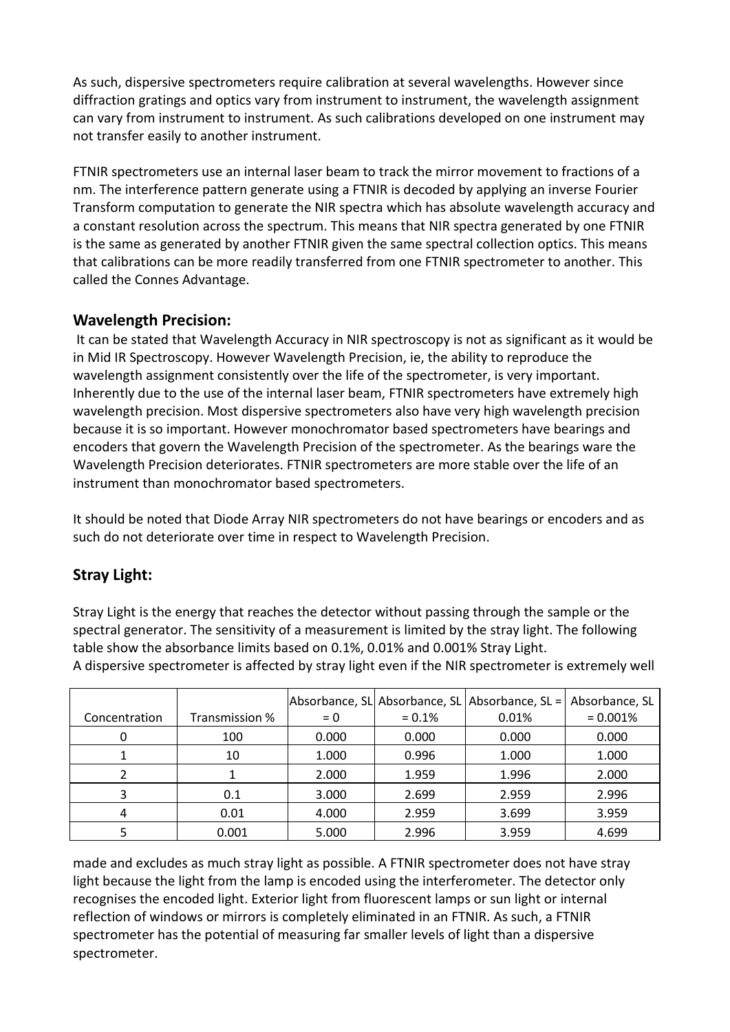As such, dispersive spectrometers require calibration at several wavelengths. However since diffraction gratings and optics vary from instrument to instrument, the wavelength assignment can vary from instrument to instrument. As such calibrations developed on one instrument may not transfer easily to another instrument.

FTNIR spectrometers use an internal laser beam to track the mirror movement to fractions of a nm. The interference pattern generate using a FTNIR is decoded by applying an inverse Fourier Transform computation to generate the NIR spectra which has absolute wavelength accuracy and a constant resolution across the spectrum. This means that NIR spectra generated by one FTNIR is the same as generated by another FTNIR given the same spectral collection optics. This means that calibrations can be more readily transferred from one FTNIR spectrometer to another. This called the Connes Advantage.

## Wavelength Precision:

It can be stated that Wavelength Accuracy in NIR spectroscopy is not as significant as it would be in Mid IR Spectroscopy. However Wavelength Precision, ie, the ability to reproduce the wavelength assignment consistently over the life of the spectrometer, is very important. Inherently due to the use of the internal laser beam, FTNIR spectrometers have extremely high wavelength precision. Most dispersive spectrometers also have very high wavelength precision because it is so important. However monochromator based spectrometers have bearings and encoders that govern the Wavelength Precision of the spectrometer. As the bearings ware the Wavelength Precision deteriorates. FTNIR spectrometers are more stable over the life of an instrument than monochromator based spectrometers.

It should be noted that Diode Array NIR spectrometers do not have bearings or encoders and as such do not deteriorate over time in respect to Wavelength Precision.

## Stray Light:

Stray Light is the energy that reaches the detector without passing through the sample or the spectral generator. The sensitivity of a measurement is limited by the stray light. The following table show the absorbance limits based on 0.1%, 0.01% and 0.001% Stray Light.
A dispersive spectrometer is affected by stray light even if the NIR spectrometer is extremely well made and excludes as much stray light as possible. A FTNIR spectrometer does not have stray light because the light from the lamp is encoded using the interferometer. The detector only recognises the encoded light. Exterior light from fluorescent lamps or sun light or internal reflection of windows or mirrors is completely eliminated in an FTNIR. As such, a FTNIR spectrometer has the potential of measuring far smaller levels of light than a dispersive spectrometer.

| Concentration | Transmission % | Absorbance, SL = 0 | Absorbance, SL = 0.1% | Absorbance, SL = 0.01% | Absorbance, SL = 0.001% |
|---|---|---|---|---|---|
| 0 | 100 | 0.000 | 0.000 | 0.000 | 0.000 |
| 1 | 10 | 1.000 | 0.996 | 1.000 | 1.000 |
| 2 | 1 | 2.000 | 1.959 | 1.996 | 2.000 |
| 3 | 0.1 | 3.000 | 2.699 | 2.959 | 2.996 |
| 4 | 0.01 | 4.000 | 2.959 | 3.699 | 3.959 |
| 5 | 0.001 | 5.000 | 2.996 | 3.959 | 4.699 |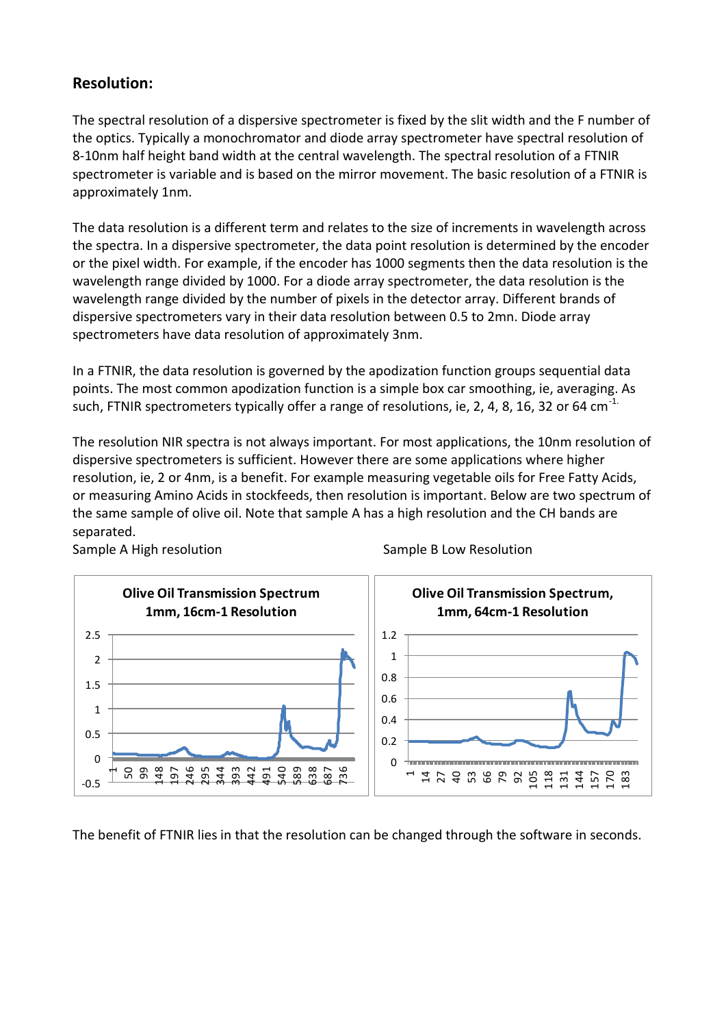## Resolution:

The spectral resolution of a dispersive spectrometer is fixed by the slit width and the F number of the optics. Typically a monochromator and diode array spectrometer have spectral resolution of 8-10nm half height band width at the central wavelength. The spectral resolution of a FTNIR spectrometer is variable and is based on the mirror movement. The basic resolution of a FTNIR is approximately 1nm.

The data resolution is a different term and relates to the size of increments in wavelength across the spectra. In a dispersive spectrometer, the data point resolution is determined by the encoder or the pixel width. For example, if the encoder has 1000 segments then the data resolution is the wavelength range divided by 1000. For a diode array spectrometer, the data resolution is the wavelength range divided by the number of pixels in the detector array. Different brands of dispersive spectrometers vary in their data resolution between 0.5 to 2mn. Diode array spectrometers have data resolution of approximately 3nm.

In a FTNIR, the data resolution is governed by the apodization function groups sequential data points. The most common apodization function is a simple box car smoothing, ie, averaging. As such, FTNIR spectrometers typically offer a range of resolutions, ie, 2, 4, 8, 16, 32 or 64 $cm^{-1.}$

The resolution NIR spectra is not always important. For most applications, the 10nm resolution of dispersive spectrometers is sufficient. However there are some applications where higher resolution, ie, 2 or 4nm, is a benefit. For example measuring vegetable oils for Free Fatty Acids, or measuring Amino Acids in stockfeeds, then resolution is important. Below are two spectrum of the same sample of olive oil. Note that sample A has a high resolution and the CH bands are separated.

Sample A High resolution

Olive Oil Transmission Spectrum 1mm, 16cm-1 Resolution

Sample B Low Resolution

Olive Oil Transmission Spectrum, 1mm, 64cm-1 Resolution

The benefit of FTNIR lies in that the resolution can be changed through the software in seconds.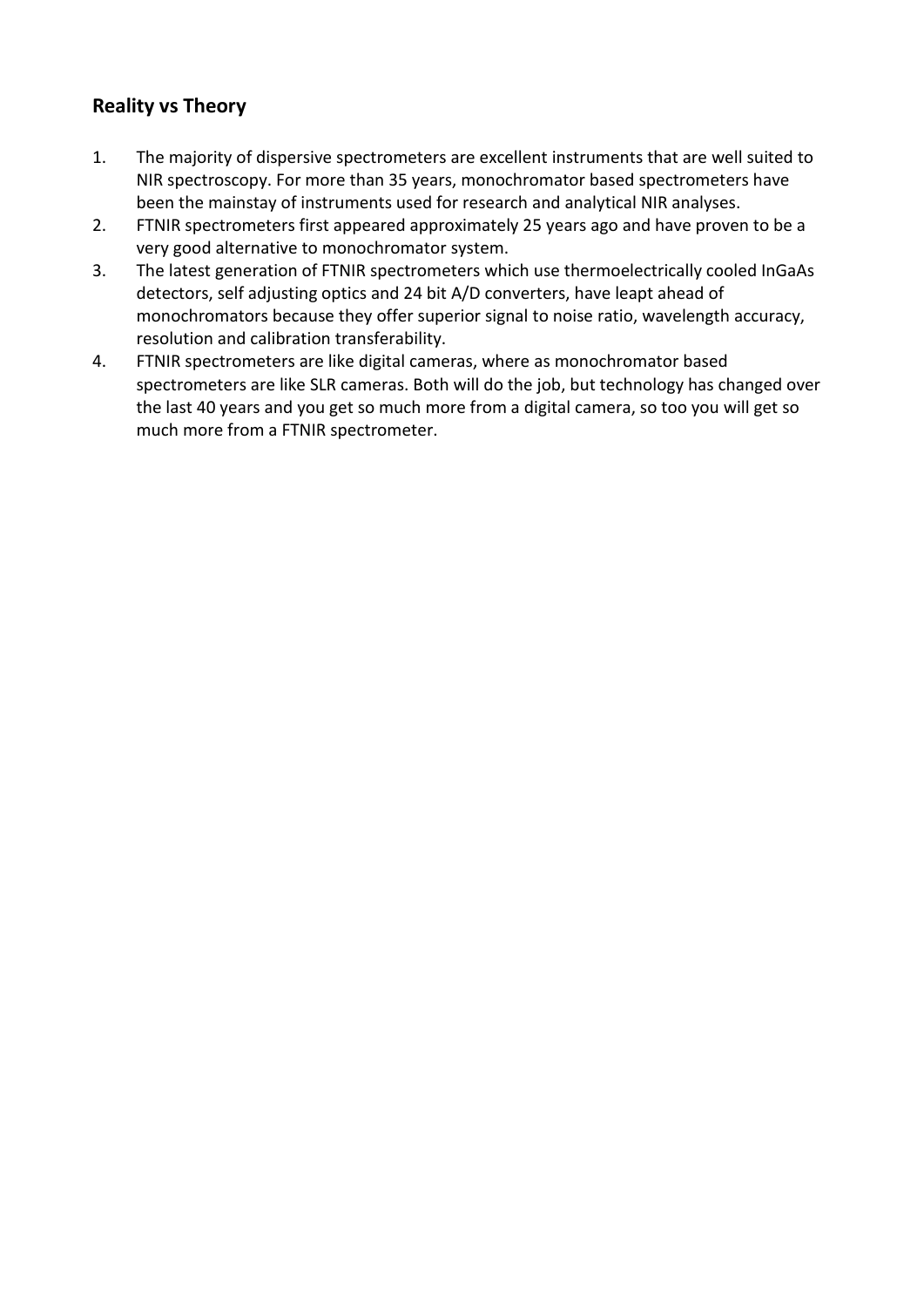## Reality vs Theory

1. The majority of dispersive spectrometers are excellent instruments that are well suited to NIR spectroscopy. For more than 35 years, monochromator based spectrometers have been the mainstay of instruments used for research and analytical NIR analyses.
2. FTNIR spectrometers first appeared approximately 25 years ago and have proven to be a very good alternative to monochromator system.
3. The latest generation of FTNIR spectrometers which use thermoelectrically cooled InGaAs detectors, self adjusting optics and 24 bit A/D converters, have leapt ahead of monochromators because they offer superior signal to noise ratio, wavelength accuracy, resolution and calibration transferability.
4. FTNIR spectrometers are like digital cameras, where as monochromator based spectrometers are like SLR cameras. Both will do the job, but technology has changed over the last 40 years and you get so much more from a digital camera, so too you will get so much more from a FTNIR spectrometer.